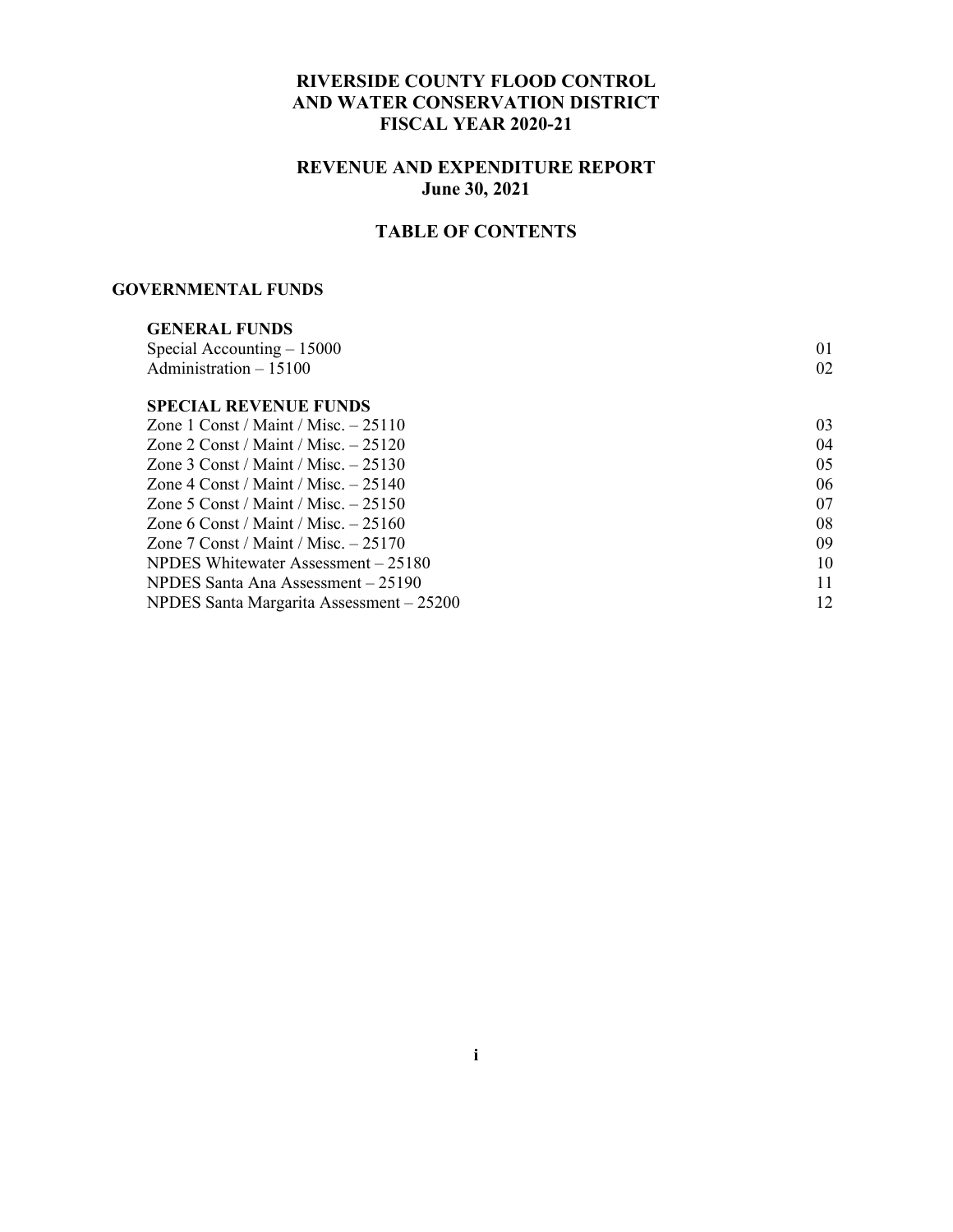# RIVERSIDE COUNTY FLOOD CONTROL AND WATER CONSERVATION DISTRICT
# FISCAL YEAR 2020-21

## REVENUE AND EXPENDITURE REPORT
## June 30, 2021

## TABLE OF CONTENTS

### GOVERNMENTAL FUNDS

**GENERAL FUNDS**

| | |
|---|---|
| Special Accounting – 15000 | 01 |
| Administration – 15100 | 02 |

**SPECIAL REVENUE FUNDS**

| | |
|---|---|
| Zone 1 Const / Maint / Misc. – 25110 | 03 |
| Zone 2 Const / Maint / Misc. – 25120 | 04 |
| Zone 3 Const / Maint / Misc. – 25130 | 05 |
| Zone 4 Const / Maint / Misc. – 25140 | 06 |
| Zone 5 Const / Maint / Misc. – 25150 | 07 |
| Zone 6 Const / Maint / Misc. – 25160 | 08 |
| Zone 7 Const / Maint / Misc. – 25170 | 09 |
| NPDES Whitewater Assessment – 25180 | 10 |
| NPDES Santa Ana Assessment – 25190 | 11 |
| NPDES Santa Margarita Assessment – 25200 | 12 |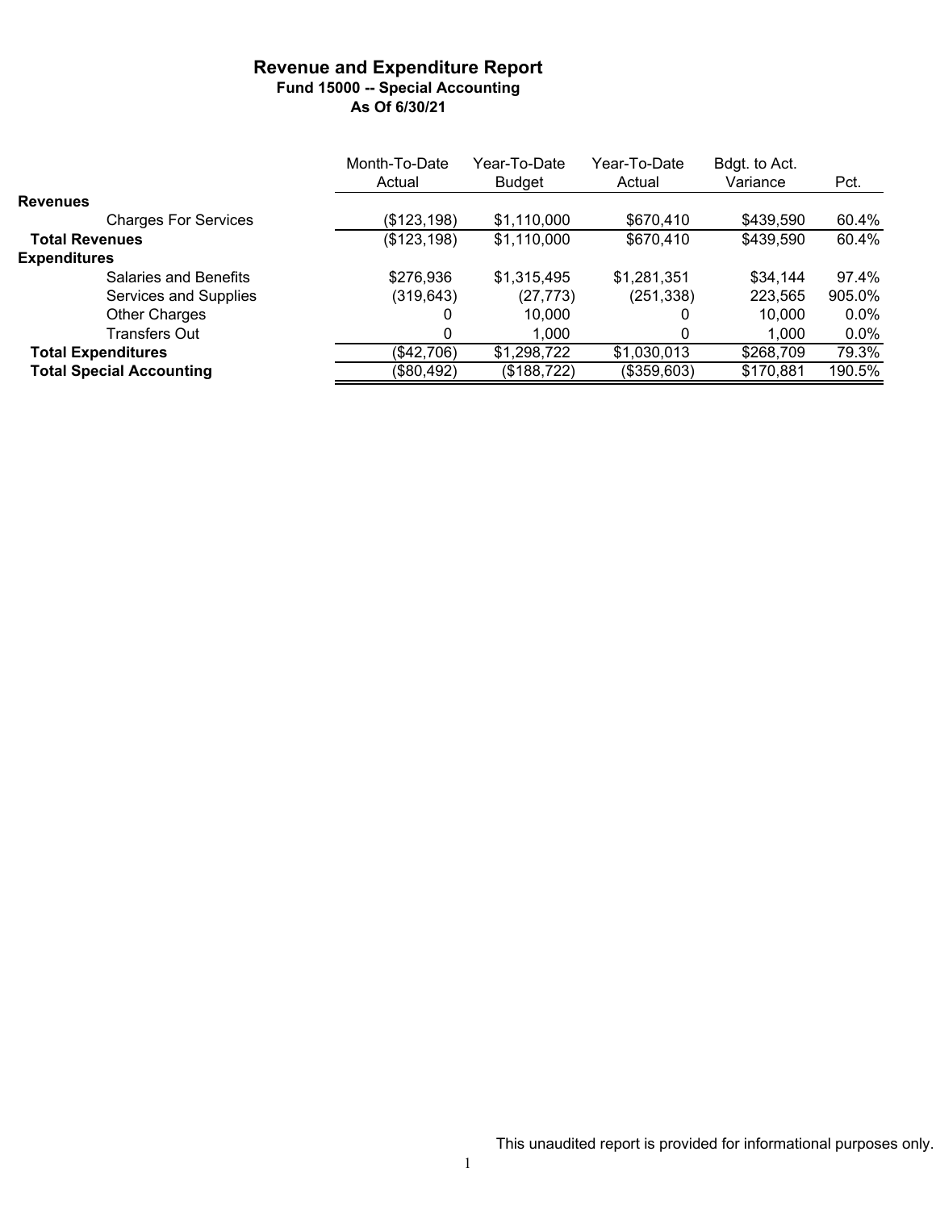# Revenue and Expenditure Report

## Fund 15000 -- Special Accounting

### As Of 6/30/21

| | Month-To-Date Actual | Year-To-Date Budget | Year-To-Date Actual | Bdgt. to Act. Variance | Pct. |
|---|---|---|---|---|---|
| **Revenues** | | | | | |
| Charges For Services | ($123,198) | $1,110,000 | $670,410 | $439,590 | 60.4% |
| **Total Revenues** | ($123,198) | $1,110,000 | $670,410 | $439,590 | 60.4% |
| **Expenditures** | | | | | |
| Salaries and Benefits | $276,936 | $1,315,495 | $1,281,351 | $34,144 | 97.4% |
| Services and Supplies | (319,643) | (27,773) | (251,338) | 223,565 | 905.0% |
| Other Charges | 0 | 10,000 | 0 | 10,000 | 0.0% |
| Transfers Out | 0 | 1,000 | 0 | 1,000 | 0.0% |
| **Total Expenditures** | ($42,706) | $1,298,722 | $1,030,013 | $268,709 | 79.3% |
| **Total Special Accounting** | ($80,492) | ($188,722) | ($359,603) | $170,881 | 190.5% |

This unaudited report is provided for informational purposes only.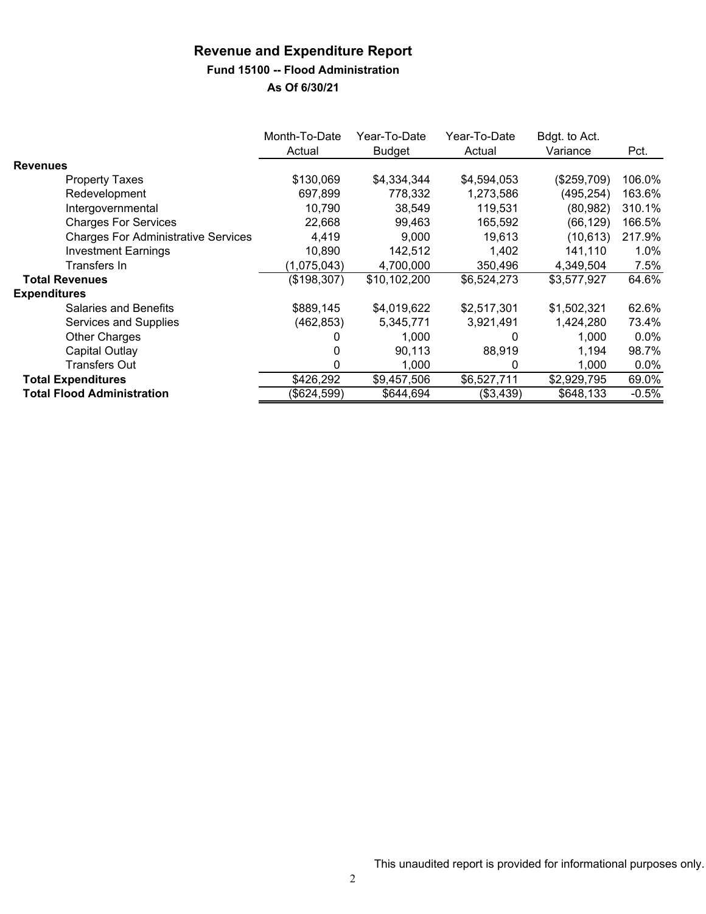# Revenue and Expenditure Report

## Fund 15100 -- Flood Administration

### As Of 6/30/21

| | Month-To-Date Actual | Year-To-Date Budget | Year-To-Date Actual | Bdgt. to Act. Variance | Pct. |
|---|---|---|---|---|---|
| **Revenues** | | | | | |
| Property Taxes | $130,069 | $4,334,344 | $4,594,053 | ($259,709) | 106.0% |
| Redevelopment | 697,899 | 778,332 | 1,273,586 | (495,254) | 163.6% |
| Intergovernmental | 10,790 | 38,549 | 119,531 | (80,982) | 310.1% |
| Charges For Services | 22,668 | 99,463 | 165,592 | (66,129) | 166.5% |
| Charges For Administrative Services | 4,419 | 9,000 | 19,613 | (10,613) | 217.9% |
| Investment Earnings | 10,890 | 142,512 | 1,402 | 141,110 | 1.0% |
| Transfers In | (1,075,043) | 4,700,000 | 350,496 | 4,349,504 | 7.5% |
| **Total Revenues** | ($198,307) | $10,102,200 | $6,524,273 | $3,577,927 | 64.6% |
| **Expenditures** | | | | | |
| Salaries and Benefits | $889,145 | $4,019,622 | $2,517,301 | $1,502,321 | 62.6% |
| Services and Supplies | (462,853) | 5,345,771 | 3,921,491 | 1,424,280 | 73.4% |
| Other Charges | 0 | 1,000 | 0 | 1,000 | 0.0% |
| Capital Outlay | 0 | 90,113 | 88,919 | 1,194 | 98.7% |
| Transfers Out | 0 | 1,000 | 0 | 1,000 | 0.0% |
| **Total Expenditures** | $426,292 | $9,457,506 | $6,527,711 | $2,929,795 | 69.0% |
| **Total Flood Administration** | ($624,599) | $644,694 | ($3,439) | $648,133 | -0.5% |

This unaudited report is provided for informational purposes only.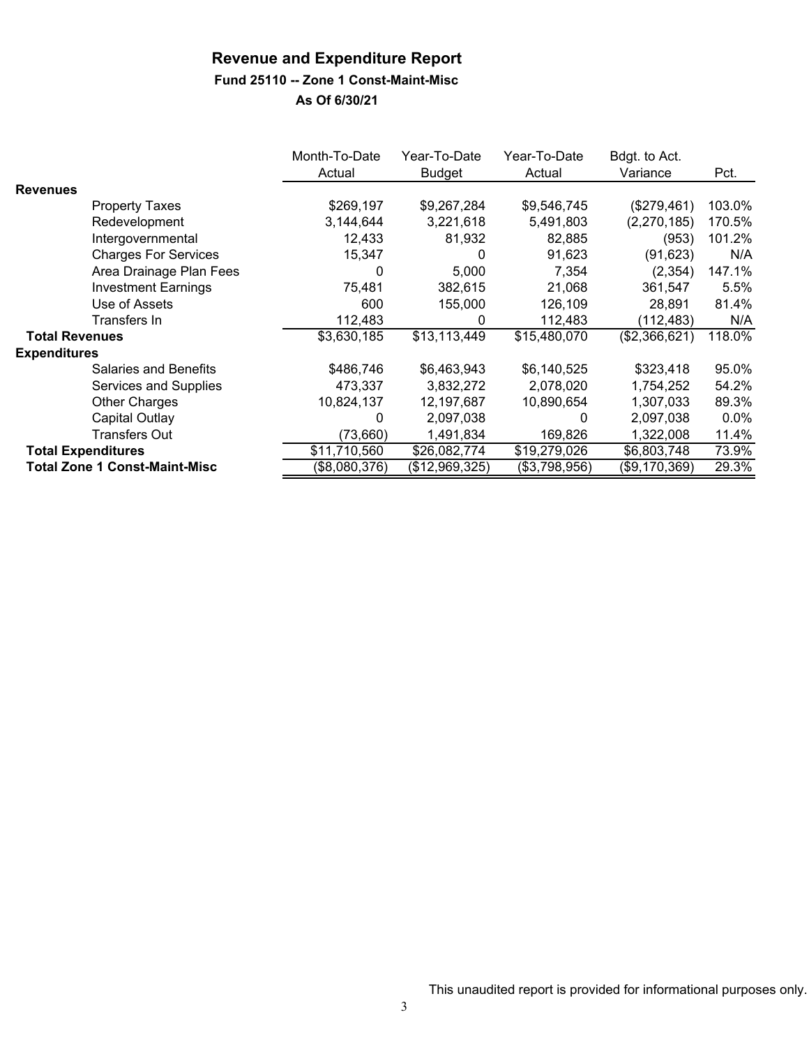# Revenue and Expenditure Report

**Fund 25110 -- Zone 1 Const-Maint-Misc**

**As Of 6/30/21**

| | Month-To-Date Actual | Year-To-Date Budget | Year-To-Date Actual | Bdgt. to Act. Variance | Pct. |
|---|---|---|---|---|---|
| **Revenues** | | | | | |
| Property Taxes | $269,197 | $9,267,284 | $9,546,745 | ($279,461) | 103.0% |
| Redevelopment | 3,144,644 | 3,221,618 | 5,491,803 | (2,270,185) | 170.5% |
| Intergovernmental | 12,433 | 81,932 | 82,885 | (953) | 101.2% |
| Charges For Services | 15,347 | 0 | 91,623 | (91,623) | N/A |
| Area Drainage Plan Fees | 0 | 5,000 | 7,354 | (2,354) | 147.1% |
| Investment Earnings | 75,481 | 382,615 | 21,068 | 361,547 | 5.5% |
| Use of Assets | 600 | 155,000 | 126,109 | 28,891 | 81.4% |
| Transfers In | 112,483 | 0 | 112,483 | (112,483) | N/A |
| **Total Revenues** | $3,630,185 | $13,113,449 | $15,480,070 | ($2,366,621) | 118.0% |
| **Expenditures** | | | | | |
| Salaries and Benefits | $486,746 | $6,463,943 | $6,140,525 | $323,418 | 95.0% |
| Services and Supplies | 473,337 | 3,832,272 | 2,078,020 | 1,754,252 | 54.2% |
| Other Charges | 10,824,137 | 12,197,687 | 10,890,654 | 1,307,033 | 89.3% |
| Capital Outlay | 0 | 2,097,038 | 0 | 2,097,038 | 0.0% |
| Transfers Out | (73,660) | 1,491,834 | 169,826 | 1,322,008 | 11.4% |
| **Total Expenditures** | $11,710,560 | $26,082,774 | $19,279,026 | $6,803,748 | 73.9% |
| **Total Zone 1 Const-Maint-Misc** | ($8,080,376) | ($12,969,325) | ($3,798,956) | ($9,170,369) | 29.3% |

This unaudited report is provided for informational purposes only.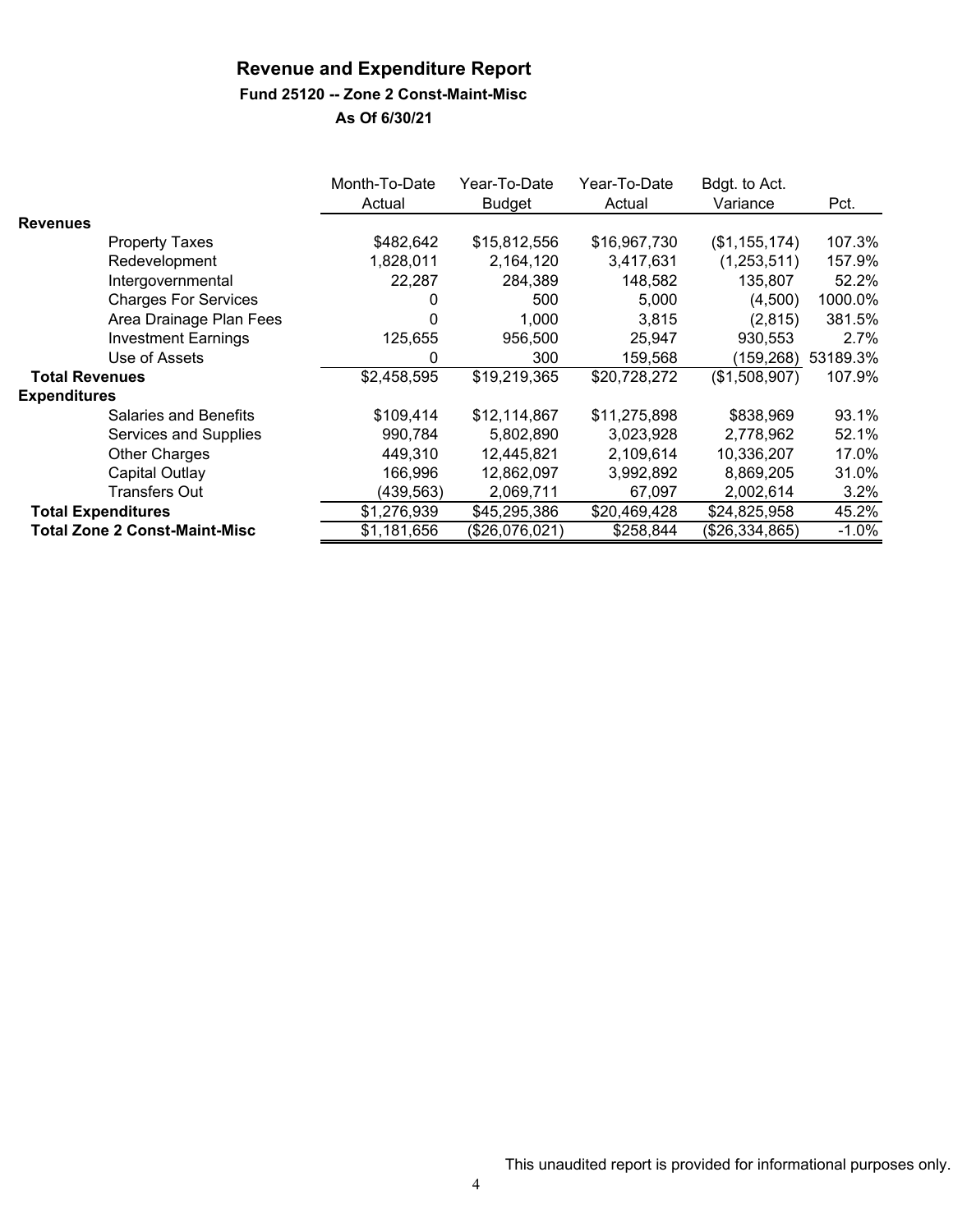# Revenue and Expenditure Report

### Fund 25120 -- Zone 2 Const-Maint-Misc

### As Of 6/30/21

| | Month-To-Date Actual | Year-To-Date Budget | Year-To-Date Actual | Bdgt. to Act. Variance | Pct. |
|---|---|---|---|---|---|
| **Revenues** | | | | | |
| Property Taxes | $482,642 | $15,812,556 | $16,967,730 | ($1,155,174) | 107.3% |
| Redevelopment | 1,828,011 | 2,164,120 | 3,417,631 | (1,253,511) | 157.9% |
| Intergovernmental | 22,287 | 284,389 | 148,582 | 135,807 | 52.2% |
| Charges For Services | 0 | 500 | 5,000 | (4,500) | 1000.0% |
| Area Drainage Plan Fees | 0 | 1,000 | 3,815 | (2,815) | 381.5% |
| Investment Earnings | 125,655 | 956,500 | 25,947 | 930,553 | 2.7% |
| Use of Assets | 0 | 300 | 159,568 | (159,268) | 53189.3% |
| **Total Revenues** | $2,458,595 | $19,219,365 | $20,728,272 | ($1,508,907) | 107.9% |
| **Expenditures** | | | | | |
| Salaries and Benefits | $109,414 | $12,114,867 | $11,275,898 | $838,969 | 93.1% |
| Services and Supplies | 990,784 | 5,802,890 | 3,023,928 | 2,778,962 | 52.1% |
| Other Charges | 449,310 | 12,445,821 | 2,109,614 | 10,336,207 | 17.0% |
| Capital Outlay | 166,996 | 12,862,097 | 3,992,892 | 8,869,205 | 31.0% |
| Transfers Out | (439,563) | 2,069,711 | 67,097 | 2,002,614 | 3.2% |
| **Total Expenditures** | $1,276,939 | $45,295,386 | $20,469,428 | $24,825,958 | 45.2% |
| **Total Zone 2 Const-Maint-Misc** | $1,181,656 | ($26,076,021) | $258,844 | ($26,334,865) | -1.0% |

This unaudited report is provided for informational purposes only.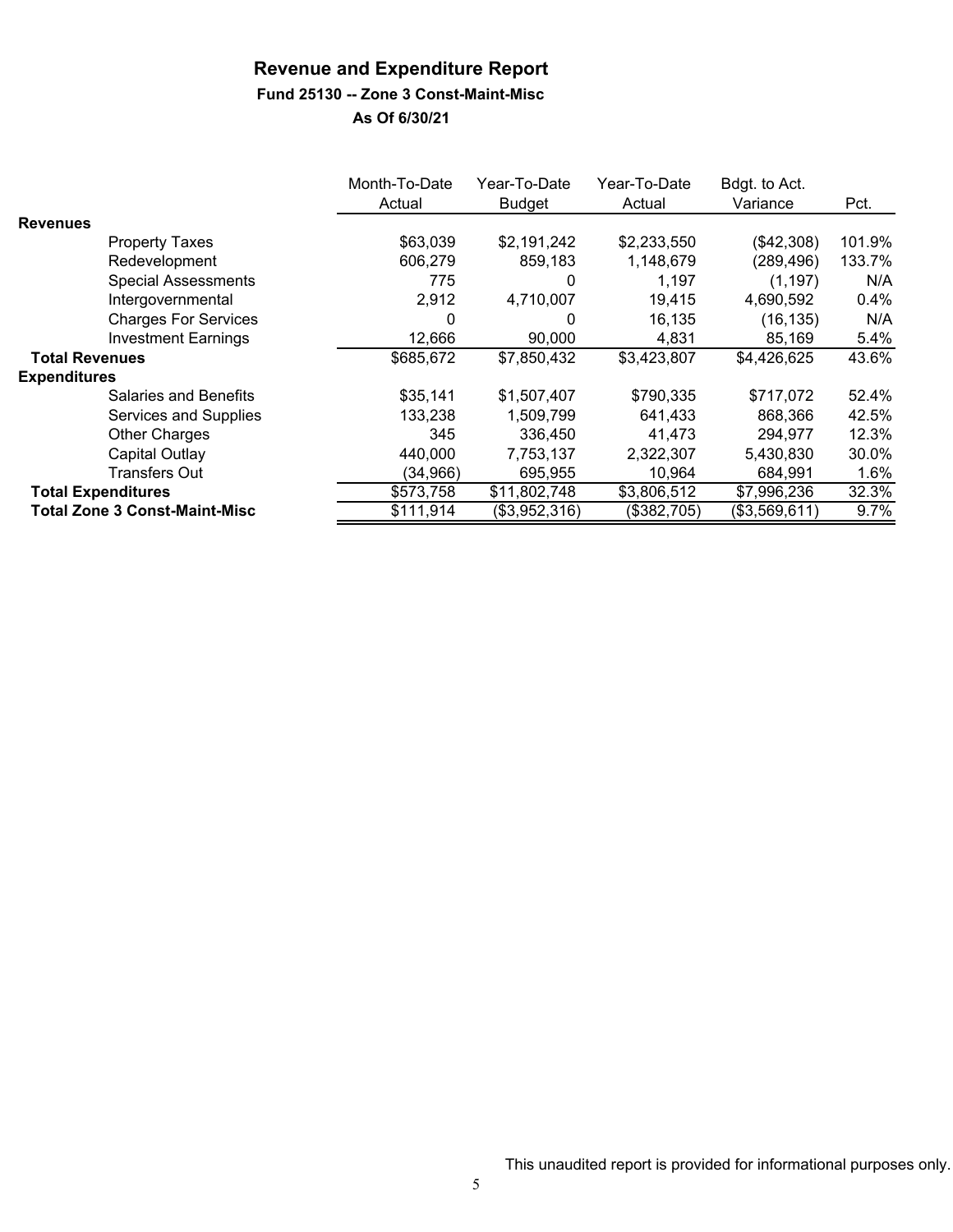# Revenue and Expenditure Report

## Fund 25130 -- Zone 3 Const-Maint-Misc

### As Of 6/30/21

| | Month-To-Date Actual | Year-To-Date Budget | Year-To-Date Actual | Bdgt. to Act. Variance | Pct. |
|---|---|---|---|---|---|
| **Revenues** | | | | | |
| Property Taxes | $63,039 | $2,191,242 | $2,233,550 | ($42,308) | 101.9% |
| Redevelopment | 606,279 | 859,183 | 1,148,679 | (289,496) | 133.7% |
| Special Assessments | 775 | 0 | 1,197 | (1,197) | N/A |
| Intergovernmental | 2,912 | 4,710,007 | 19,415 | 4,690,592 | 0.4% |
| Charges For Services | 0 | 0 | 16,135 | (16,135) | N/A |
| Investment Earnings | 12,666 | 90,000 | 4,831 | 85,169 | 5.4% |
| **Total Revenues** | $685,672 | $7,850,432 | $3,423,807 | $4,426,625 | 43.6% |
| **Expenditures** | | | | | |
| Salaries and Benefits | $35,141 | $1,507,407 | $790,335 | $717,072 | 52.4% |
| Services and Supplies | 133,238 | 1,509,799 | 641,433 | 868,366 | 42.5% |
| Other Charges | 345 | 336,450 | 41,473 | 294,977 | 12.3% |
| Capital Outlay | 440,000 | 7,753,137 | 2,322,307 | 5,430,830 | 30.0% |
| Transfers Out | (34,966) | 695,955 | 10,964 | 684,991 | 1.6% |
| **Total Expenditures** | $573,758 | $11,802,748 | $3,806,512 | $7,996,236 | 32.3% |
| **Total Zone 3 Const-Maint-Misc** | $111,914 | ($3,952,316) | ($382,705) | ($3,569,611) | 9.7% |

This unaudited report is provided for informational purposes only.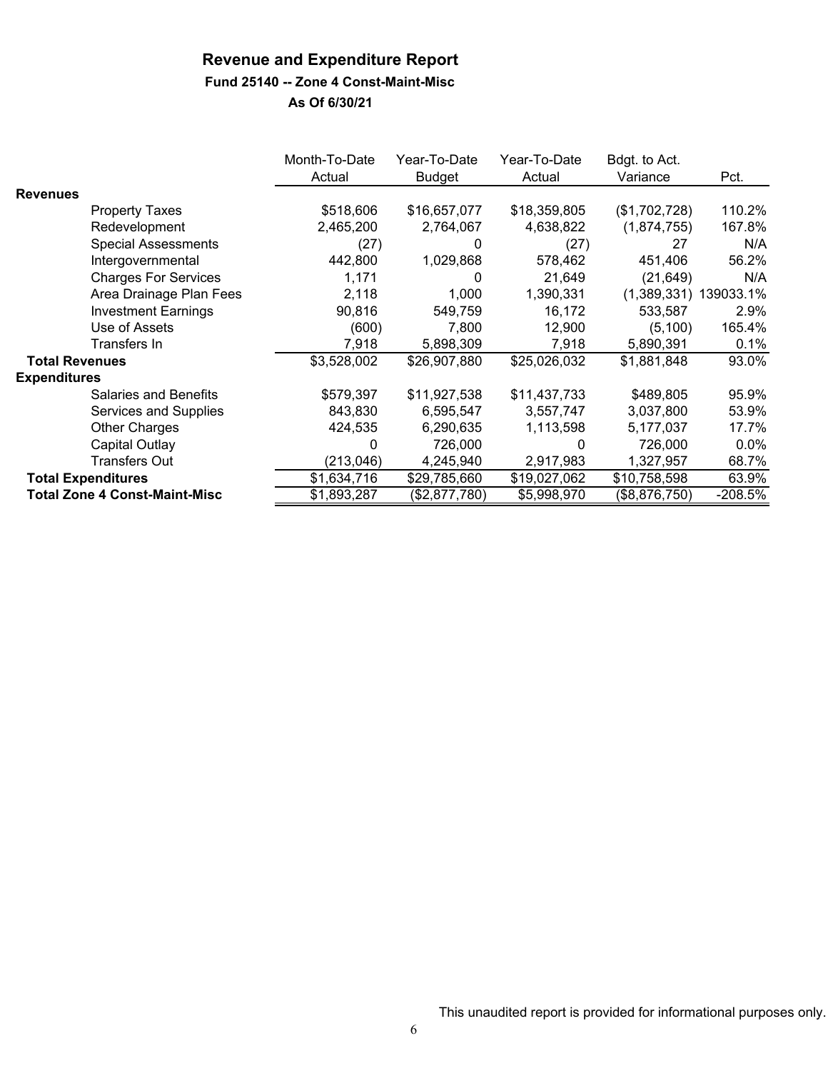# Revenue and Expenditure Report

### Fund 25140 -- Zone 4 Const-Maint-Misc

### As Of 6/30/21

| | Month-To-Date Actual | Year-To-Date Budget | Year-To-Date Actual | Bdgt. to Act. Variance | Pct. |
|---|---|---|---|---|---|
| **Revenues** | | | | | |
| Property Taxes | $518,606 | $16,657,077 | $18,359,805 | ($1,702,728) | 110.2% |
| Redevelopment | 2,465,200 | 2,764,067 | 4,638,822 | (1,874,755) | 167.8% |
| Special Assessments | (27) | 0 | (27) | 27 | N/A |
| Intergovernmental | 442,800 | 1,029,868 | 578,462 | 451,406 | 56.2% |
| Charges For Services | 1,171 | 0 | 21,649 | (21,649) | N/A |
| Area Drainage Plan Fees | 2,118 | 1,000 | 1,390,331 | (1,389,331) | 139033.1% |
| Investment Earnings | 90,816 | 549,759 | 16,172 | 533,587 | 2.9% |
| Use of Assets | (600) | 7,800 | 12,900 | (5,100) | 165.4% |
| Transfers In | 7,918 | 5,898,309 | 7,918 | 5,890,391 | 0.1% |
| **Total Revenues** | $3,528,002 | $26,907,880 | $25,026,032 | $1,881,848 | 93.0% |
| **Expenditures** | | | | | |
| Salaries and Benefits | $579,397 | $11,927,538 | $11,437,733 | $489,805 | 95.9% |
| Services and Supplies | 843,830 | 6,595,547 | 3,557,747 | 3,037,800 | 53.9% |
| Other Charges | 424,535 | 6,290,635 | 1,113,598 | 5,177,037 | 17.7% |
| Capital Outlay | 0 | 726,000 | 0 | 726,000 | 0.0% |
| Transfers Out | (213,046) | 4,245,940 | 2,917,983 | 1,327,957 | 68.7% |
| **Total Expenditures** | $1,634,716 | $29,785,660 | $19,027,062 | $10,758,598 | 63.9% |
| **Total Zone 4 Const-Maint-Misc** | $1,893,287 | ($2,877,780) | $5,998,970 | ($8,876,750) | -208.5% |

This unaudited report is provided for informational purposes only.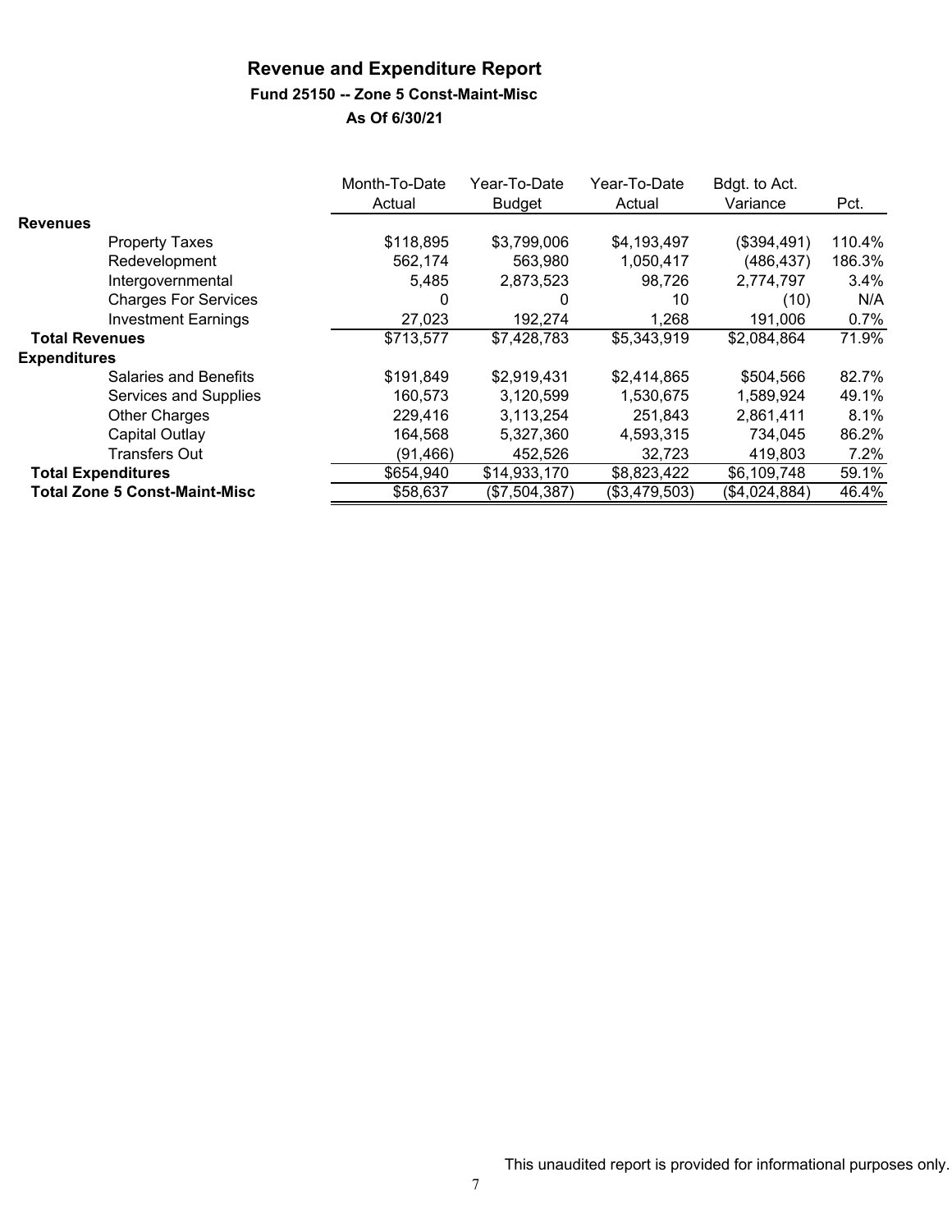# Revenue and Expenditure Report

### Fund 25150 -- Zone 5 Const-Maint-Misc

### As Of 6/30/21

| | Month-To-Date Actual | Year-To-Date Budget | Year-To-Date Actual | Bdgt. to Act. Variance | Pct. |
|---|---|---|---|---|---|
| **Revenues** | | | | | |
| Property Taxes | $118,895 | $3,799,006 | $4,193,497 | ($394,491) | 110.4% |
| Redevelopment | 562,174 | 563,980 | 1,050,417 | (486,437) | 186.3% |
| Intergovernmental | 5,485 | 2,873,523 | 98,726 | 2,774,797 | 3.4% |
| Charges For Services | 0 | 0 | 10 | (10) | N/A |
| Investment Earnings | 27,023 | 192,274 | 1,268 | 191,006 | 0.7% |
| **Total Revenues** | $713,577 | $7,428,783 | $5,343,919 | $2,084,864 | 71.9% |
| **Expenditures** | | | | | |
| Salaries and Benefits | $191,849 | $2,919,431 | $2,414,865 | $504,566 | 82.7% |
| Services and Supplies | 160,573 | 3,120,599 | 1,530,675 | 1,589,924 | 49.1% |
| Other Charges | 229,416 | 3,113,254 | 251,843 | 2,861,411 | 8.1% |
| Capital Outlay | 164,568 | 5,327,360 | 4,593,315 | 734,045 | 86.2% |
| Transfers Out | (91,466) | 452,526 | 32,723 | 419,803 | 7.2% |
| **Total Expenditures** | $654,940 | $14,933,170 | $8,823,422 | $6,109,748 | 59.1% |
| **Total Zone 5 Const-Maint-Misc** | $58,637 | ($7,504,387) | ($3,479,503) | ($4,024,884) | 46.4% |

This unaudited report is provided for informational purposes only.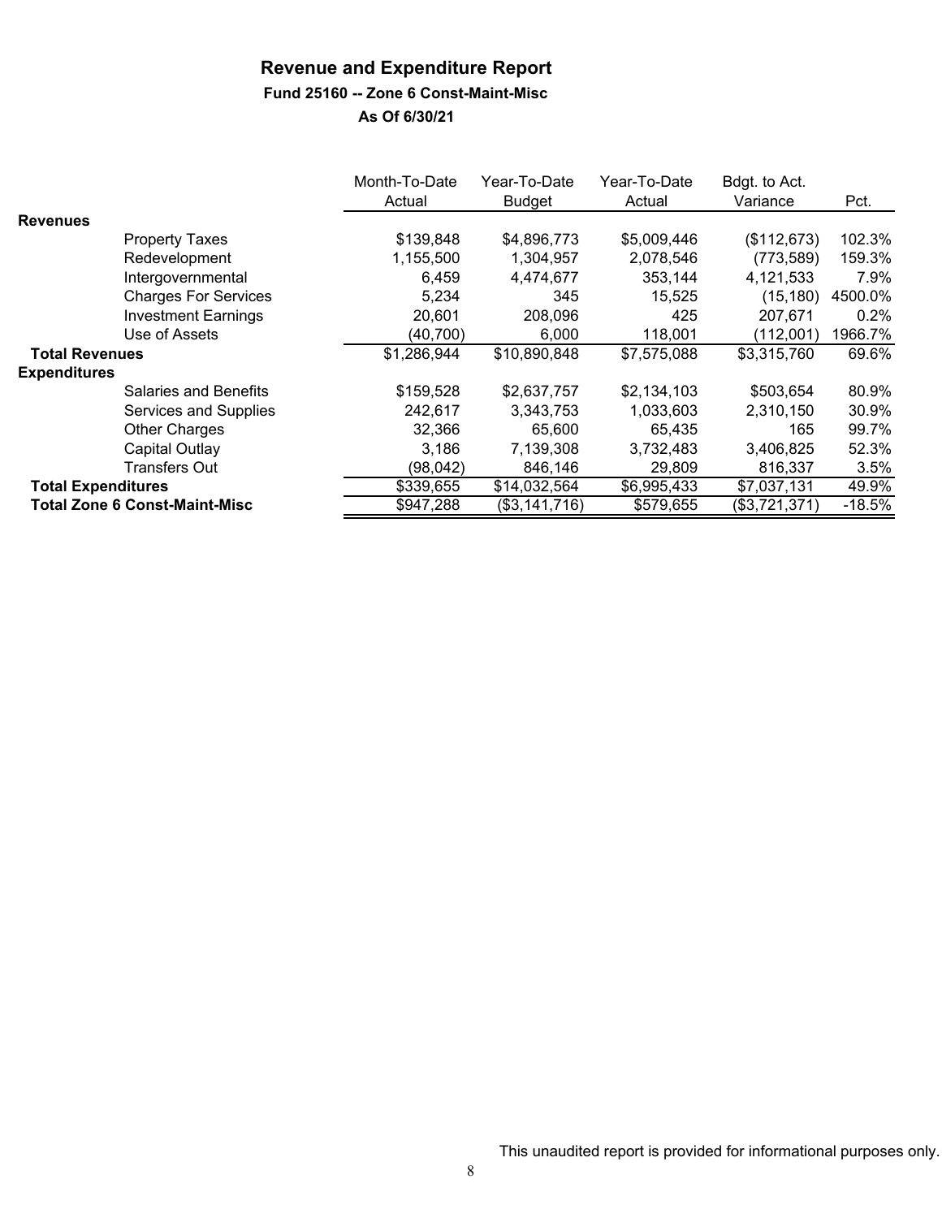# Revenue and Expenditure Report

### Fund 25160 -- Zone 6 Const-Maint-Misc

### As Of 6/30/21

| | Month-To-Date Actual | Year-To-Date Budget | Year-To-Date Actual | Bdgt. to Act. Variance | Pct. |
|---|---|---|---|---|---|
| **Revenues** | | | | | |
| Property Taxes | $139,848 | $4,896,773 | $5,009,446 | ($112,673) | 102.3% |
| Redevelopment | 1,155,500 | 1,304,957 | 2,078,546 | (773,589) | 159.3% |
| Intergovernmental | 6,459 | 4,474,677 | 353,144 | 4,121,533 | 7.9% |
| Charges For Services | 5,234 | 345 | 15,525 | (15,180) | 4500.0% |
| Investment Earnings | 20,601 | 208,096 | 425 | 207,671 | 0.2% |
| Use of Assets | (40,700) | 6,000 | 118,001 | (112,001) | 1966.7% |
| **Total Revenues** | $1,286,944 | $10,890,848 | $7,575,088 | $3,315,760 | 69.6% |
| **Expenditures** | | | | | |
| Salaries and Benefits | $159,528 | $2,637,757 | $2,134,103 | $503,654 | 80.9% |
| Services and Supplies | 242,617 | 3,343,753 | 1,033,603 | 2,310,150 | 30.9% |
| Other Charges | 32,366 | 65,600 | 65,435 | 165 | 99.7% |
| Capital Outlay | 3,186 | 7,139,308 | 3,732,483 | 3,406,825 | 52.3% |
| Transfers Out | (98,042) | 846,146 | 29,809 | 816,337 | 3.5% |
| **Total Expenditures** | $339,655 | $14,032,564 | $6,995,433 | $7,037,131 | 49.9% |
| **Total Zone 6 Const-Maint-Misc** | $947,288 | ($3,141,716) | $579,655 | ($3,721,371) | -18.5% |

This unaudited report is provided for informational purposes only.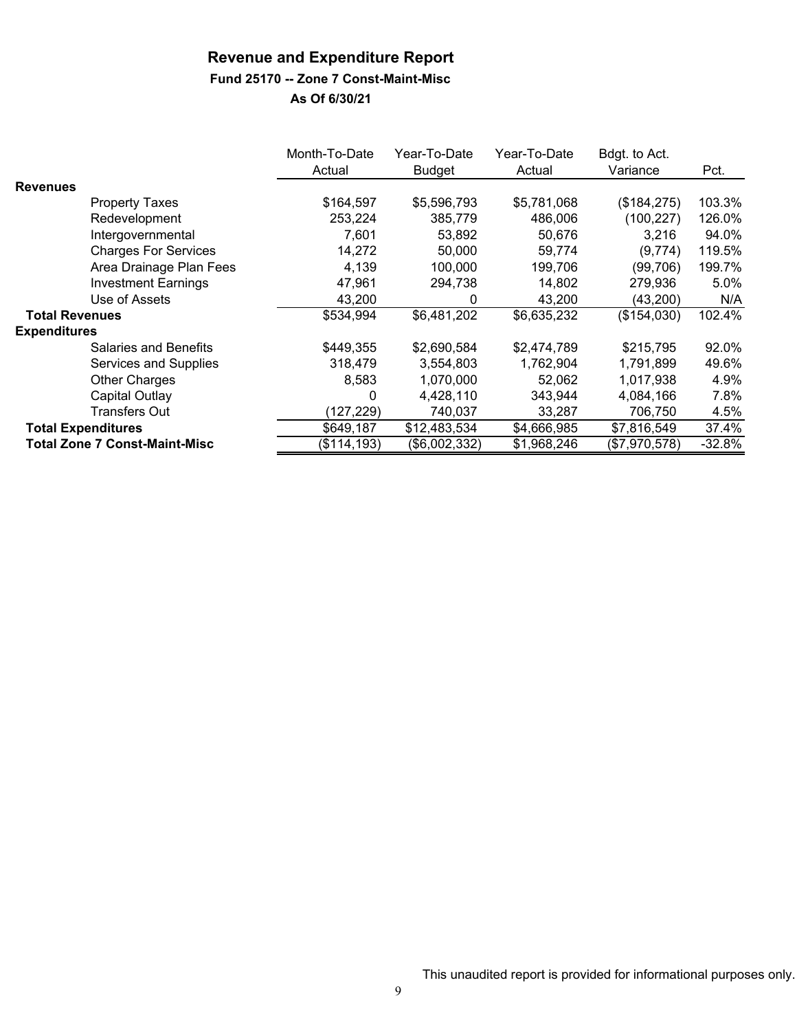# Revenue and Expenditure Report

### Fund 25170 -- Zone 7 Const-Maint-Misc

### As Of 6/30/21

| | Month-To-Date Actual | Year-To-Date Budget | Year-To-Date Actual | Bdgt. to Act. Variance | Pct. |
|---|---|---|---|---|---|
| **Revenues** | | | | | |
| Property Taxes | $164,597 | $5,596,793 | $5,781,068 | ($184,275) | 103.3% |
| Redevelopment | 253,224 | 385,779 | 486,006 | (100,227) | 126.0% |
| Intergovernmental | 7,601 | 53,892 | 50,676 | 3,216 | 94.0% |
| Charges For Services | 14,272 | 50,000 | 59,774 | (9,774) | 119.5% |
| Area Drainage Plan Fees | 4,139 | 100,000 | 199,706 | (99,706) | 199.7% |
| Investment Earnings | 47,961 | 294,738 | 14,802 | 279,936 | 5.0% |
| Use of Assets | 43,200 | 0 | 43,200 | (43,200) | N/A |
| **Total Revenues** | $534,994 | $6,481,202 | $6,635,232 | ($154,030) | 102.4% |
| **Expenditures** | | | | | |
| Salaries and Benefits | $449,355 | $2,690,584 | $2,474,789 | $215,795 | 92.0% |
| Services and Supplies | 318,479 | 3,554,803 | 1,762,904 | 1,791,899 | 49.6% |
| Other Charges | 8,583 | 1,070,000 | 52,062 | 1,017,938 | 4.9% |
| Capital Outlay | 0 | 4,428,110 | 343,944 | 4,084,166 | 7.8% |
| Transfers Out | (127,229) | 740,037 | 33,287 | 706,750 | 4.5% |
| **Total Expenditures** | $649,187 | $12,483,534 | $4,666,985 | $7,816,549 | 37.4% |
| **Total Zone 7 Const-Maint-Misc** | ($114,193) | ($6,002,332) | $1,968,246 | ($7,970,578) | -32.8% |

This unaudited report is provided for informational purposes only.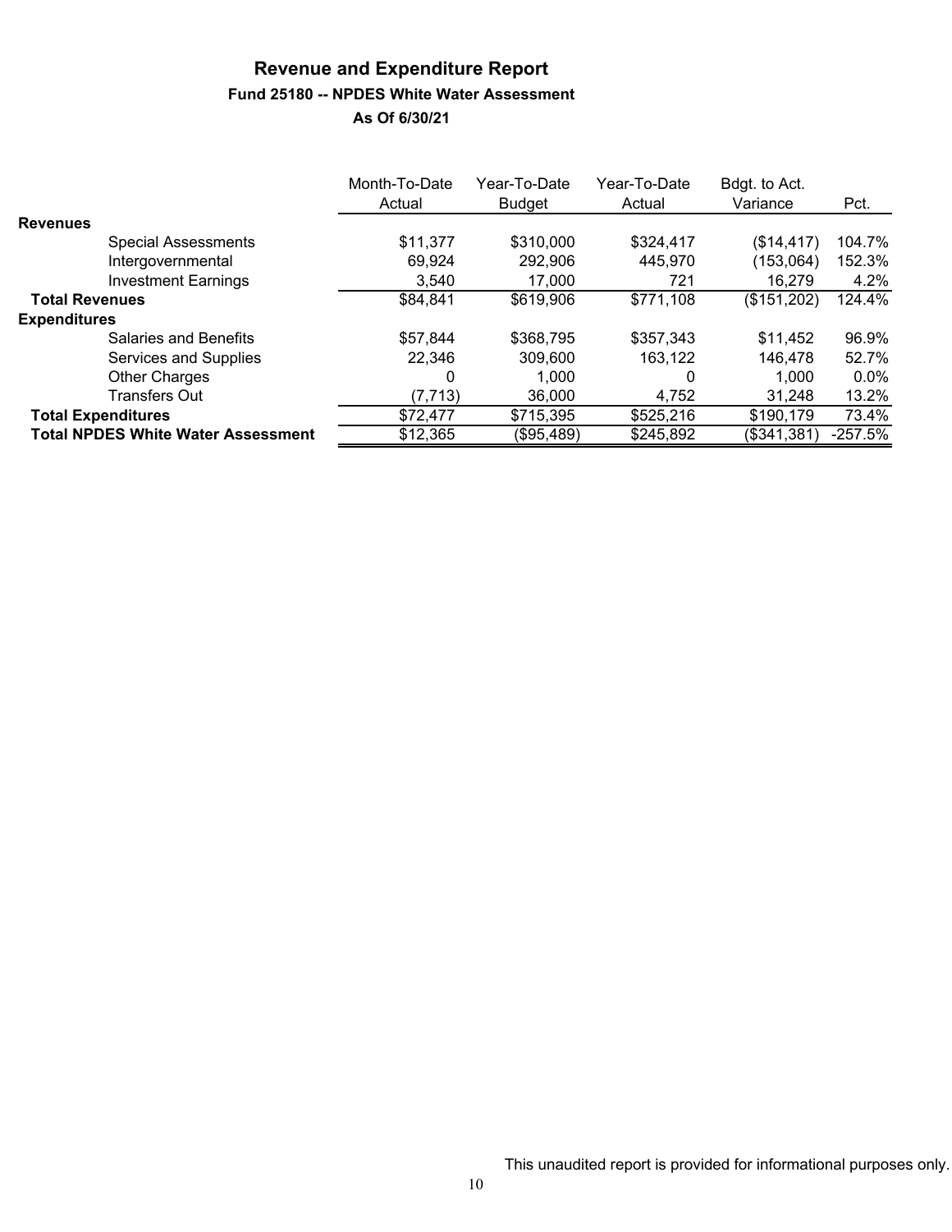# Revenue and Expenditure Report

## Fund 25180 -- NPDES White Water Assessment

### As Of 6/30/21

| | Month-To-Date Actual | Year-To-Date Budget | Year-To-Date Actual | Bdgt. to Act. Variance | Pct. |
|---|---|---|---|---|---|
| **Revenues** | | | | | |
| Special Assessments | $11,377 | $310,000 | $324,417 | ($14,417) | 104.7% |
| Intergovernmental | 69,924 | 292,906 | 445,970 | (153,064) | 152.3% |
| Investment Earnings | 3,540 | 17,000 | 721 | 16,279 | 4.2% |
| **Total Revenues** | $84,841 | $619,906 | $771,108 | ($151,202) | 124.4% |
| **Expenditures** | | | | | |
| Salaries and Benefits | $57,844 | $368,795 | $357,343 | $11,452 | 96.9% |
| Services and Supplies | 22,346 | 309,600 | 163,122 | 146,478 | 52.7% |
| Other Charges | 0 | 1,000 | 0 | 1,000 | 0.0% |
| Transfers Out | (7,713) | 36,000 | 4,752 | 31,248 | 13.2% |
| **Total Expenditures** | $72,477 | $715,395 | $525,216 | $190,179 | 73.4% |
| **Total NPDES White Water Assessment** | $12,365 | ($95,489) | $245,892 | ($341,381) | -257.5% |

This unaudited report is provided for informational purposes only.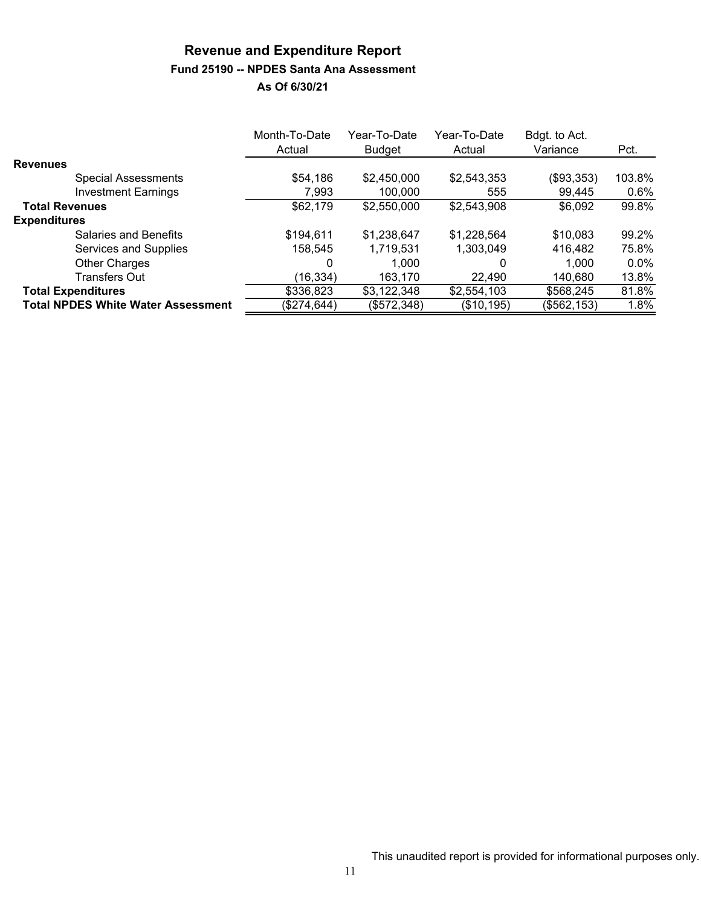# Revenue and Expenditure Report

### Fund 25190 -- NPDES Santa Ana Assessment

### As Of 6/30/21

| | Month-To-Date Actual | Year-To-Date Budget | Year-To-Date Actual | Bdgt. to Act. Variance | Pct. |
|---|---|---|---|---|---|
| **Revenues** | | | | | |
| Special Assessments | $54,186 | $2,450,000 | $2,543,353 | ($93,353) | 103.8% |
| Investment Earnings | 7,993 | 100,000 | 555 | 99,445 | 0.6% |
| **Total Revenues** | $62,179 | $2,550,000 | $2,543,908 | $6,092 | 99.8% |
| **Expenditures** | | | | | |
| Salaries and Benefits | $194,611 | $1,238,647 | $1,228,564 | $10,083 | 99.2% |
| Services and Supplies | 158,545 | 1,719,531 | 1,303,049 | 416,482 | 75.8% |
| Other Charges | 0 | 1,000 | 0 | 1,000 | 0.0% |
| Transfers Out | (16,334) | 163,170 | 22,490 | 140,680 | 13.8% |
| **Total Expenditures** | $336,823 | $3,122,348 | $2,554,103 | $568,245 | 81.8% |
| **Total NPDES White Water Assessment** | ($274,644) | ($572,348) | ($10,195) | ($562,153) | 1.8% |

This unaudited report is provided for informational purposes only.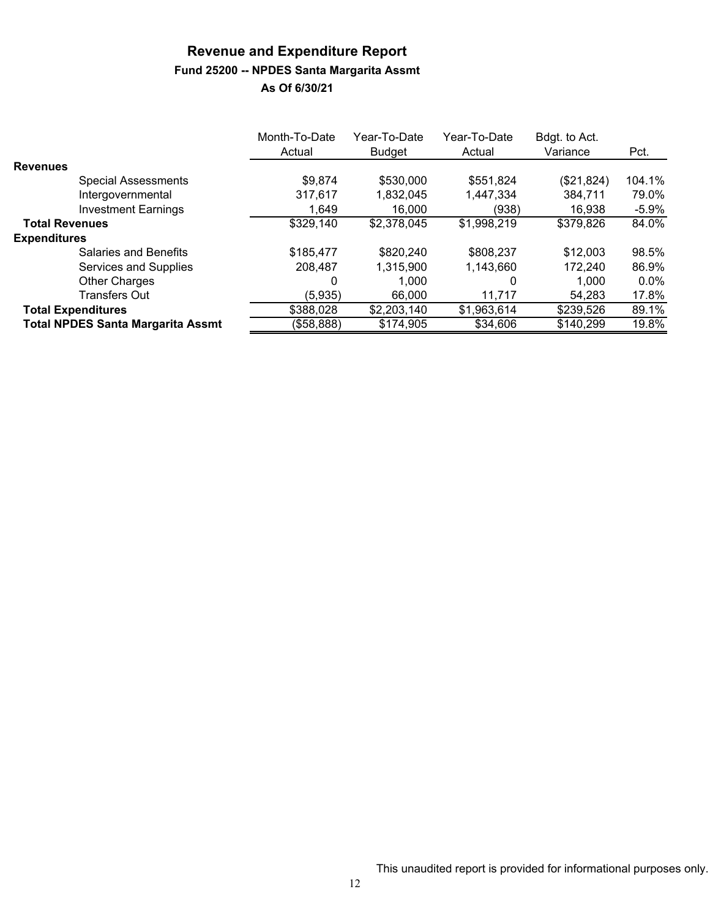# Revenue and Expenditure Report

## Fund 25200 -- NPDES Santa Margarita Assmt

### As Of 6/30/21

| | Month-To-Date Actual | Year-To-Date Budget | Year-To-Date Actual | Bdgt. to Act. Variance | Pct. |
|---|---|---|---|---|---|
| **Revenues** | | | | | |
| Special Assessments | $9,874 | $530,000 | $551,824 | ($21,824) | 104.1% |
| Intergovernmental | 317,617 | 1,832,045 | 1,447,334 | 384,711 | 79.0% |
| Investment Earnings | 1,649 | 16,000 | (938) | 16,938 | -5.9% |
| **Total Revenues** | $329,140 | $2,378,045 | $1,998,219 | $379,826 | 84.0% |
| **Expenditures** | | | | | |
| Salaries and Benefits | $185,477 | $820,240 | $808,237 | $12,003 | 98.5% |
| Services and Supplies | 208,487 | 1,315,900 | 1,143,660 | 172,240 | 86.9% |
| Other Charges | 0 | 1,000 | 0 | 1,000 | 0.0% |
| Transfers Out | (5,935) | 66,000 | 11,717 | 54,283 | 17.8% |
| **Total Expenditures** | $388,028 | $2,203,140 | $1,963,614 | $239,526 | 89.1% |
| **Total NPDES Santa Margarita Assmt** | ($58,888) | $174,905 | $34,606 | $140,299 | 19.8% |

This unaudited report is provided for informational purposes only.